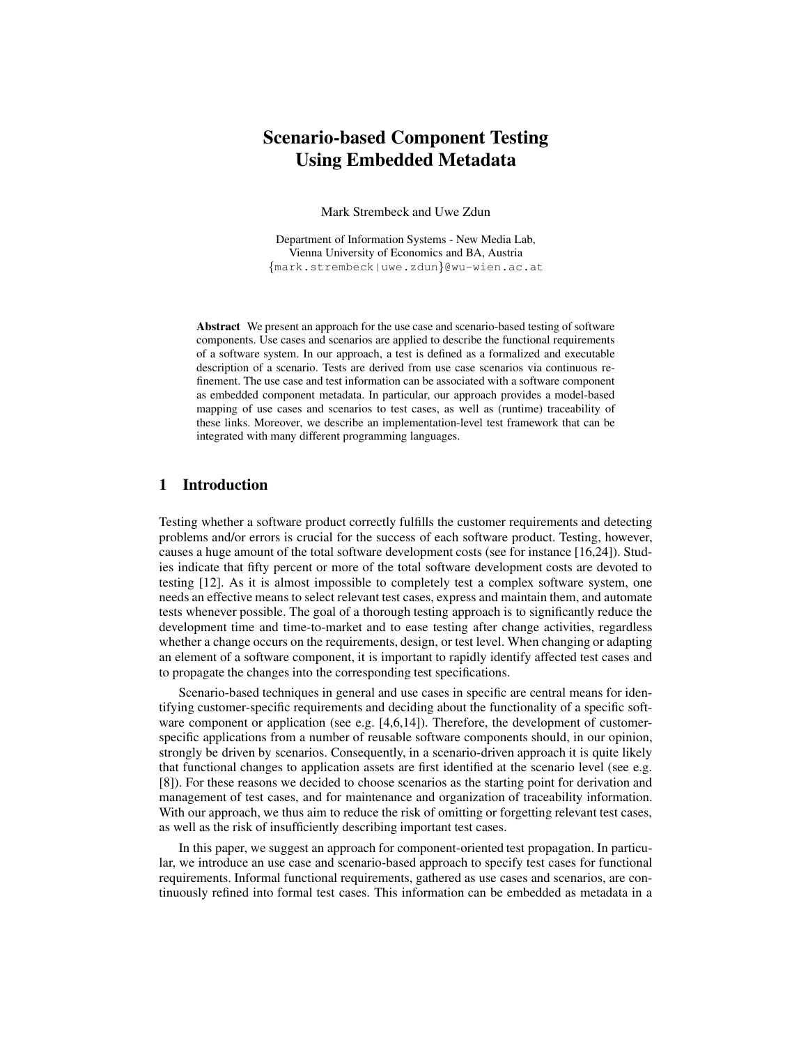# Scenario-based Component Testing Using Embedded Metadata

Mark Strembeck and Uwe Zdun

Department of Information Systems - New Media Lab,
Vienna University of Economics and BA, Austria
{mark.strembeck|uwe.zdun}@wu-wien.ac.at

**Abstract** We present an approach for the use case and scenario-based testing of software components. Use cases and scenarios are applied to describe the functional requirements of a software system. In our approach, a test is defined as a formalized and executable description of a scenario. Tests are derived from use case scenarios via continuous refinement. The use case and test information can be associated with a software component as embedded component metadata. In particular, our approach provides a model-based mapping of use cases and scenarios to test cases, as well as (runtime) traceability of these links. Moreover, we describe an implementation-level test framework that can be integrated with many different programming languages.

## 1 Introduction

Testing whether a software product correctly fulfills the customer requirements and detecting problems and/or errors is crucial for the success of each software product. Testing, however, causes a huge amount of the total software development costs (see for instance [16,24]). Studies indicate that fifty percent or more of the total software development costs are devoted to testing [12]. As it is almost impossible to completely test a complex software system, one needs an effective means to select relevant test cases, express and maintain them, and automate tests whenever possible. The goal of a thorough testing approach is to significantly reduce the development time and time-to-market and to ease testing after change activities, regardless whether a change occurs on the requirements, design, or test level. When changing or adapting an element of a software component, it is important to rapidly identify affected test cases and to propagate the changes into the corresponding test specifications.

Scenario-based techniques in general and use cases in specific are central means for identifying customer-specific requirements and deciding about the functionality of a specific software component or application (see e.g. [4,6,14]). Therefore, the development of customer-specific applications from a number of reusable software components should, in our opinion, strongly be driven by scenarios. Consequently, in a scenario-driven approach it is quite likely that functional changes to application assets are first identified at the scenario level (see e.g. [8]). For these reasons we decided to choose scenarios as the starting point for derivation and management of test cases, and for maintenance and organization of traceability information. With our approach, we thus aim to reduce the risk of omitting or forgetting relevant test cases, as well as the risk of insufficiently describing important test cases.

In this paper, we suggest an approach for component-oriented test propagation. In particular, we introduce an use case and scenario-based approach to specify test cases for functional requirements. Informal functional requirements, gathered as use cases and scenarios, are continuously refined into formal test cases. This information can be embedded as metadata in a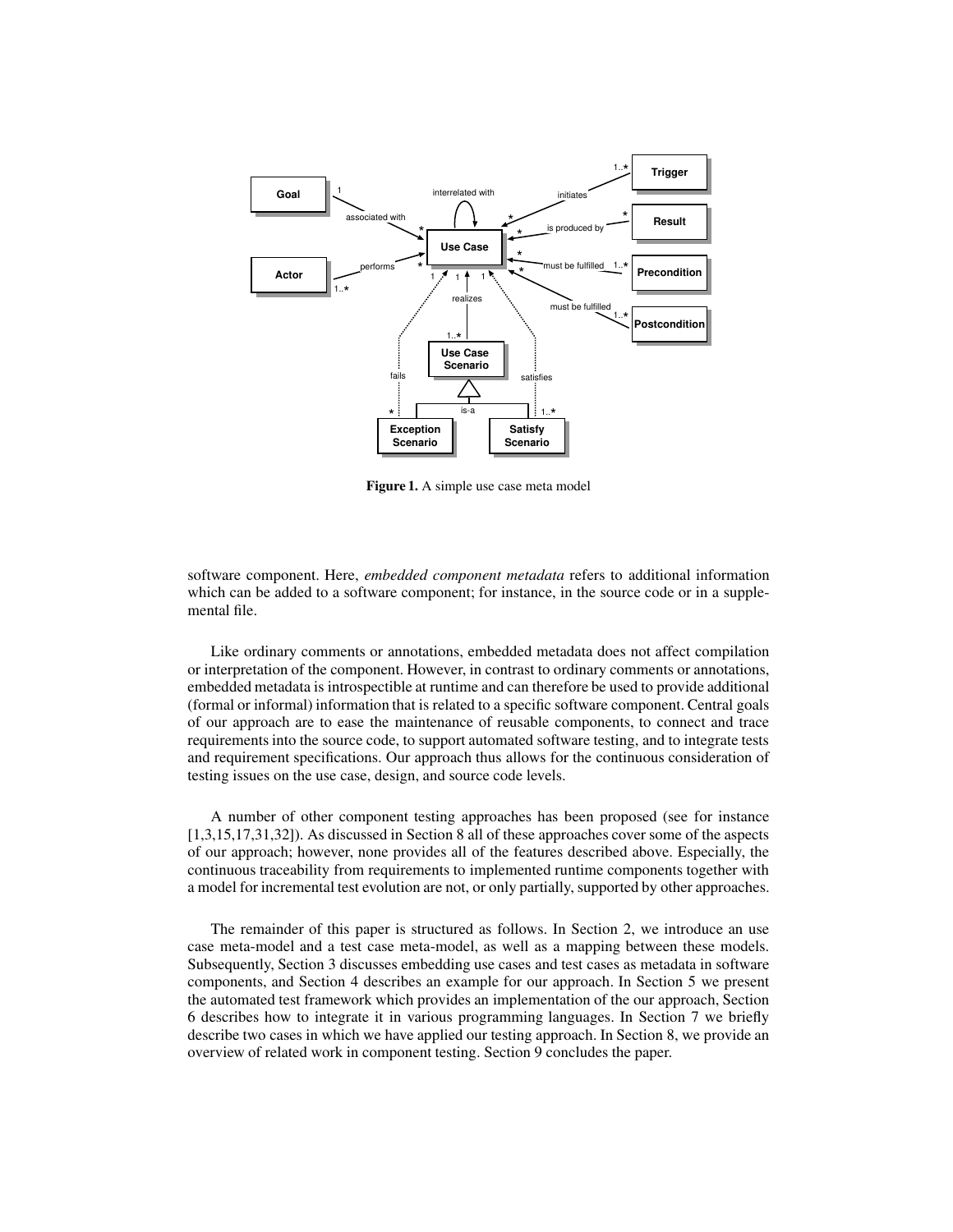**Figure 1.** A simple use case meta model

software component. Here, *embedded component metadata* refers to additional information which can be added to a software component; for instance, in the source code or in a supplemental file.

Like ordinary comments or annotations, embedded metadata does not affect compilation or interpretation of the component. However, in contrast to ordinary comments or annotations, embedded metadata is introspectible at runtime and can therefore be used to provide additional (formal or informal) information that is related to a specific software component. Central goals of our approach are to ease the maintenance of reusable components, to connect and trace requirements into the source code, to support automated software testing, and to integrate tests and requirement specifications. Our approach thus allows for the continuous consideration of testing issues on the use case, design, and source code levels.

A number of other component testing approaches has been proposed (see for instance [1,3,15,17,31,32]). As discussed in Section 8 all of these approaches cover some of the aspects of our approach; however, none provides all of the features described above. Especially, the continuous traceability from requirements to implemented runtime components together with a model for incremental test evolution are not, or only partially, supported by other approaches.

The remainder of this paper is structured as follows. In Section 2, we introduce an use case meta-model and a test case meta-model, as well as a mapping between these models. Subsequently, Section 3 discusses embedding use cases and test cases as metadata in software components, and Section 4 describes an example for our approach. In Section 5 we present the automated test framework which provides an implementation of the our approach, Section 6 describes how to integrate it in various programming languages. In Section 7 we briefly describe two cases in which we have applied our testing approach. In Section 8, we provide an overview of related work in component testing. Section 9 concludes the paper.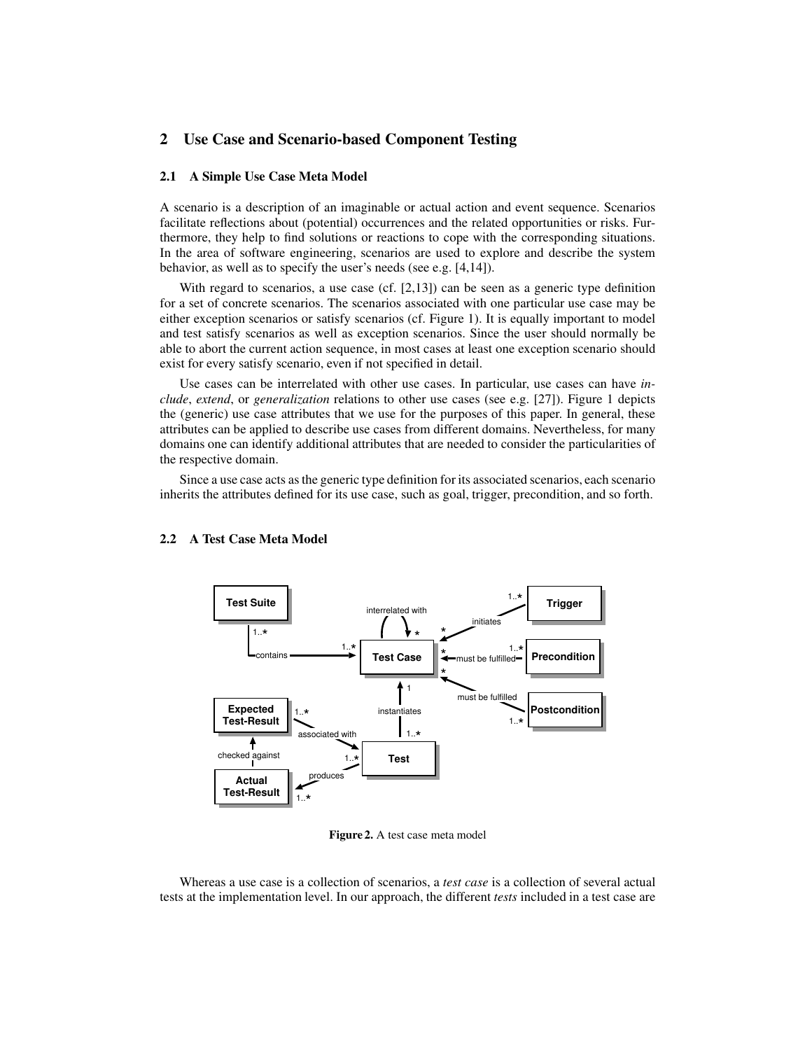## 2 Use Case and Scenario-based Component Testing

### 2.1 A Simple Use Case Meta Model

A scenario is a description of an imaginable or actual action and event sequence. Scenarios facilitate reflections about (potential) occurrences and the related opportunities or risks. Furthermore, they help to find solutions or reactions to cope with the corresponding situations. In the area of software engineering, scenarios are used to explore and describe the system behavior, as well as to specify the user's needs (see e.g. [4,14]).

With regard to scenarios, a use case (cf. [2,13]) can be seen as a generic type definition for a set of concrete scenarios. The scenarios associated with one particular use case may be either exception scenarios or satisfy scenarios (cf. Figure 1). It is equally important to model and test satisfy scenarios as well as exception scenarios. Since the user should normally be able to abort the current action sequence, in most cases at least one exception scenario should exist for every satisfy scenario, even if not specified in detail.

Use cases can be interrelated with other use cases. In particular, use cases can have *include*, *extend*, or *generalization* relations to other use cases (see e.g. [27]). Figure 1 depicts the (generic) use case attributes that we use for the purposes of this paper. In general, these attributes can be applied to describe use cases from different domains. Nevertheless, for many domains one can identify additional attributes that are needed to consider the particularities of the respective domain.

Since a use case acts as the generic type definition for its associated scenarios, each scenario inherits the attributes defined for its use case, such as goal, trigger, precondition, and so forth.

### 2.2 A Test Case Meta Model

**Figure 2.** A test case meta model

Whereas a use case is a collection of scenarios, a *test case* is a collection of several actual tests at the implementation level. In our approach, the different *tests* included in a test case are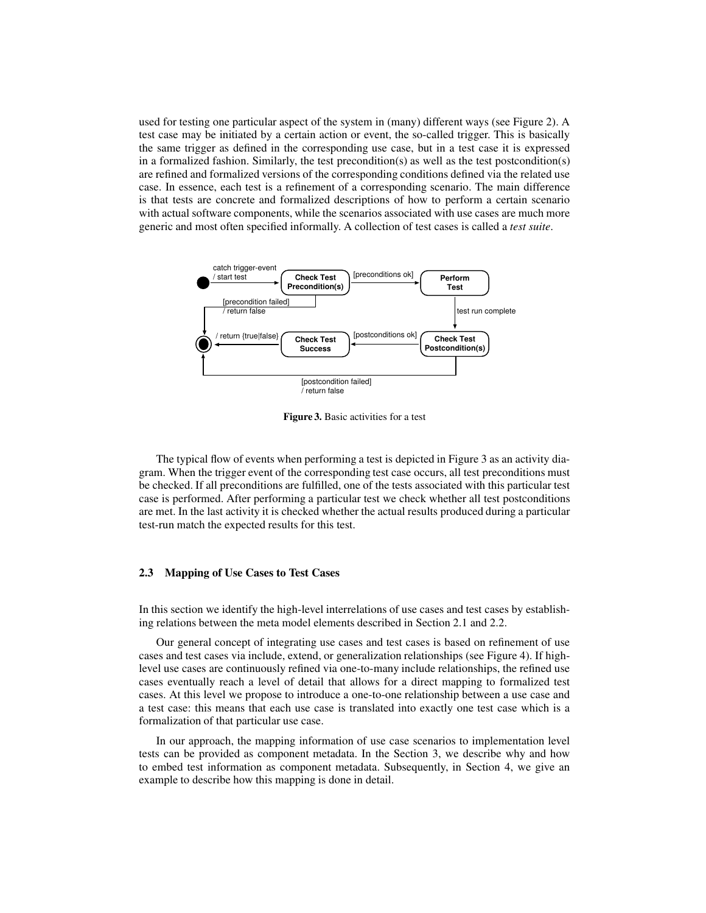used for testing one particular aspect of the system in (many) different ways (see Figure 2). A test case may be initiated by a certain action or event, the so-called trigger. This is basically the same trigger as defined in the corresponding use case, but in a test case it is expressed in a formalized fashion. Similarly, the test precondition(s) as well as the test postcondition(s) are refined and formalized versions of the corresponding conditions defined via the related use case. In essence, each test is a refinement of a corresponding scenario. The main difference is that tests are concrete and formalized descriptions of how to perform a certain scenario with actual software components, while the scenarios associated with use cases are much more generic and most often specified informally. A collection of test cases is called a *test suite*.

**Figure 3.** Basic activities for a test

The typical flow of events when performing a test is depicted in Figure 3 as an activity diagram. When the trigger event of the corresponding test case occurs, all test preconditions must be checked. If all preconditions are fulfilled, one of the tests associated with this particular test case is performed. After performing a particular test we check whether all test postconditions are met. In the last activity it is checked whether the actual results produced during a particular test-run match the expected results for this test.

### 2.3 Mapping of Use Cases to Test Cases

In this section we identify the high-level interrelations of use cases and test cases by establishing relations between the meta model elements described in Section 2.1 and 2.2.

Our general concept of integrating use cases and test cases is based on refinement of use cases and test cases via include, extend, or generalization relationships (see Figure 4). If high-level use cases are continuously refined via one-to-many include relationships, the refined use cases eventually reach a level of detail that allows for a direct mapping to formalized test cases. At this level we propose to introduce a one-to-one relationship between a use case and a test case: this means that each use case is translated into exactly one test case which is a formalization of that particular use case.

In our approach, the mapping information of use case scenarios to implementation level tests can be provided as component metadata. In the Section 3, we describe why and how to embed test information as component metadata. Subsequently, in Section 4, we give an example to describe how this mapping is done in detail.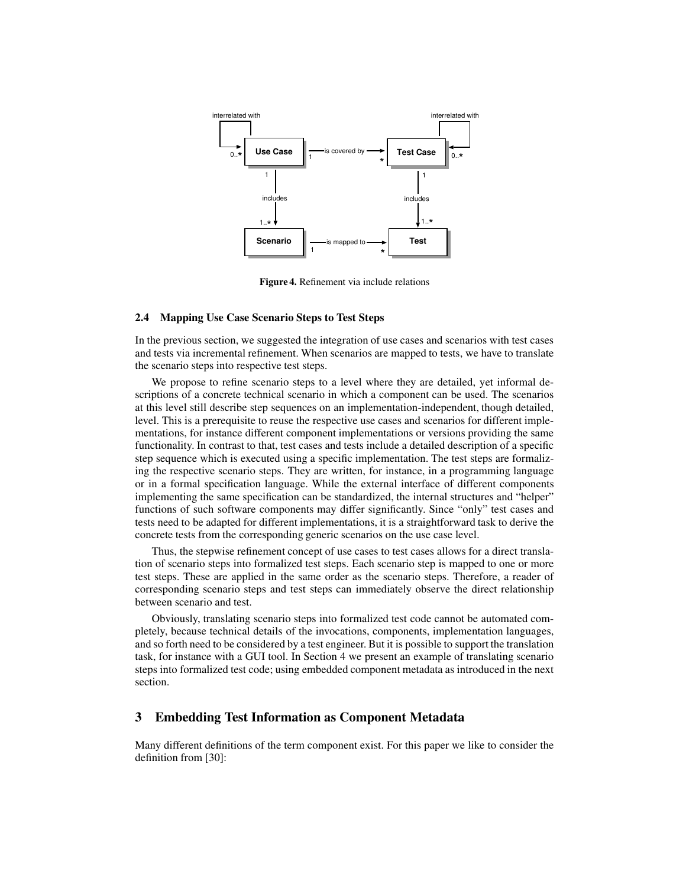**Figure 4.** Refinement via include relations

### 2.4 Mapping Use Case Scenario Steps to Test Steps

In the previous section, we suggested the integration of use cases and scenarios with test cases and tests via incremental refinement. When scenarios are mapped to tests, we have to translate the scenario steps into respective test steps.

We propose to refine scenario steps to a level where they are detailed, yet informal descriptions of a concrete technical scenario in which a component can be used. The scenarios at this level still describe step sequences on an implementation-independent, though detailed, level. This is a prerequisite to reuse the respective use cases and scenarios for different implementations, for instance different component implementations or versions providing the same functionality. In contrast to that, test cases and tests include a detailed description of a specific step sequence which is executed using a specific implementation. The test steps are formalizing the respective scenario steps. They are written, for instance, in a programming language or in a formal specification language. While the external interface of different components implementing the same specification can be standardized, the internal structures and "helper" functions of such software components may differ significantly. Since "only" test cases and tests need to be adapted for different implementations, it is a straightforward task to derive the concrete tests from the corresponding generic scenarios on the use case level.

Thus, the stepwise refinement concept of use cases to test cases allows for a direct translation of scenario steps into formalized test steps. Each scenario step is mapped to one or more test steps. These are applied in the same order as the scenario steps. Therefore, a reader of corresponding scenario steps and test steps can immediately observe the direct relationship between scenario and test.

Obviously, translating scenario steps into formalized test code cannot be automated completely, because technical details of the invocations, components, implementation languages, and so forth need to be considered by a test engineer. But it is possible to support the translation task, for instance with a GUI tool. In Section 4 we present an example of translating scenario steps into formalized test code; using embedded component metadata as introduced in the next section.

## 3 Embedding Test Information as Component Metadata

Many different definitions of the term component exist. For this paper we like to consider the definition from [30]: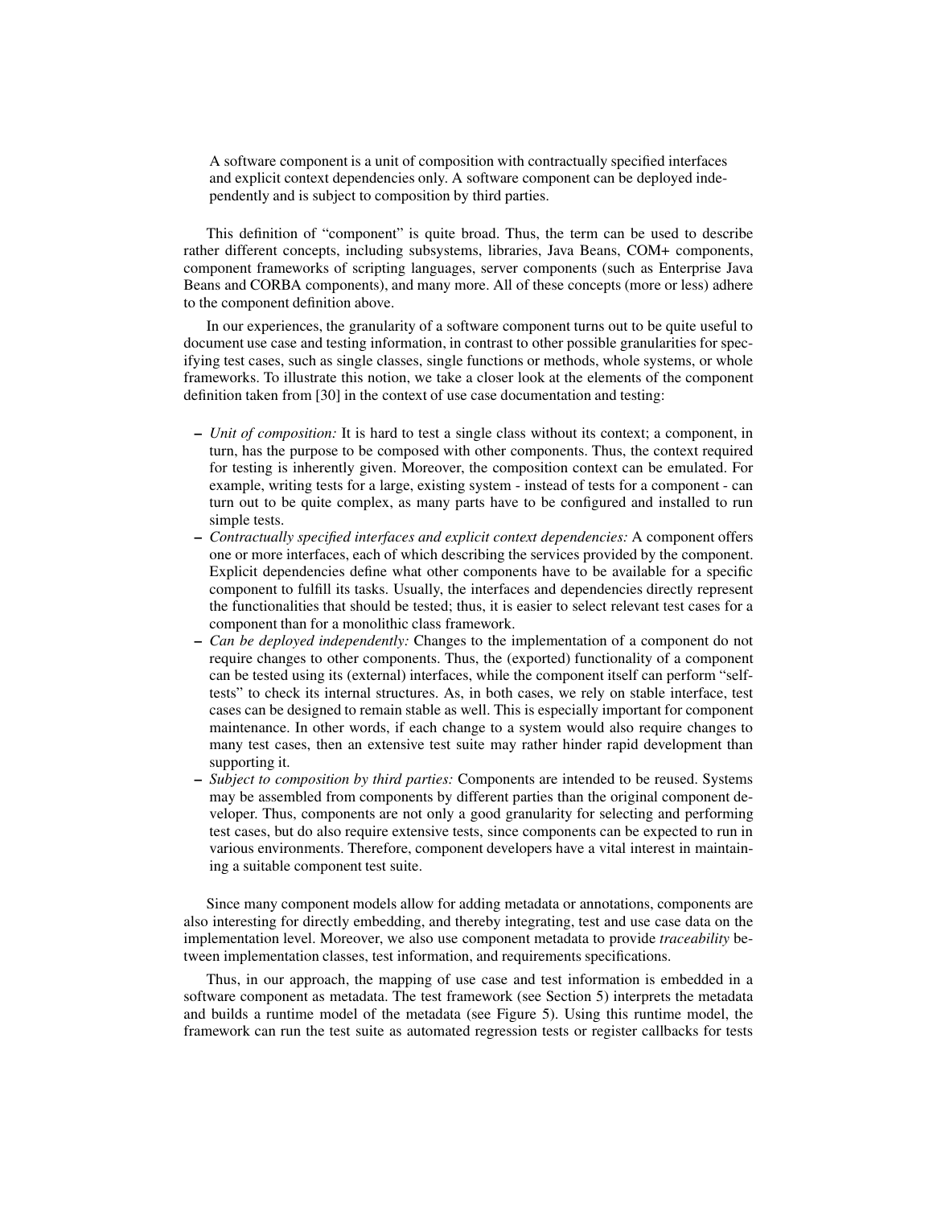> A software component is a unit of composition with contractually specified interfaces and explicit context dependencies only. A software component can be deployed independently and is subject to composition by third parties.

This definition of "component" is quite broad. Thus, the term can be used to describe rather different concepts, including subsystems, libraries, Java Beans, COM+ components, component frameworks of scripting languages, server components (such as Enterprise Java Beans and CORBA components), and many more. All of these concepts (more or less) adhere to the component definition above.

In our experiences, the granularity of a software component turns out to be quite useful to document use case and testing information, in contrast to other possible granularities for specifying test cases, such as single classes, single functions or methods, whole systems, or whole frameworks. To illustrate this notion, we take a closer look at the elements of the component definition taken from [30] in the context of use case documentation and testing:

- *Unit of composition:* It is hard to test a single class without its context; a component, in turn, has the purpose to be composed with other components. Thus, the context required for testing is inherently given. Moreover, the composition context can be emulated. For example, writing tests for a large, existing system - instead of tests for a component - can turn out to be quite complex, as many parts have to be configured and installed to run simple tests.
- *Contractually specified interfaces and explicit context dependencies:* A component offers one or more interfaces, each of which describing the services provided by the component. Explicit dependencies define what other components have to be available for a specific component to fulfill its tasks. Usually, the interfaces and dependencies directly represent the functionalities that should be tested; thus, it is easier to select relevant test cases for a component than for a monolithic class framework.
- *Can be deployed independently:* Changes to the implementation of a component do not require changes to other components. Thus, the (exported) functionality of a component can be tested using its (external) interfaces, while the component itself can perform "self-tests" to check its internal structures. As, in both cases, we rely on stable interface, test cases can be designed to remain stable as well. This is especially important for component maintenance. In other words, if each change to a system would also require changes to many test cases, then an extensive test suite may rather hinder rapid development than supporting it.
- *Subject to composition by third parties:* Components are intended to be reused. Systems may be assembled from components by different parties than the original component developer. Thus, components are not only a good granularity for selecting and performing test cases, but do also require extensive tests, since components can be expected to run in various environments. Therefore, component developers have a vital interest in maintaining a suitable component test suite.

Since many component models allow for adding metadata or annotations, components are also interesting for directly embedding, and thereby integrating, test and use case data on the implementation level. Moreover, we also use component metadata to provide *traceability* between implementation classes, test information, and requirements specifications.

Thus, in our approach, the mapping of use case and test information is embedded in a software component as metadata. The test framework (see Section 5) interprets the metadata and builds a runtime model of the metadata (see Figure 5). Using this runtime model, the framework can run the test suite as automated regression tests or register callbacks for tests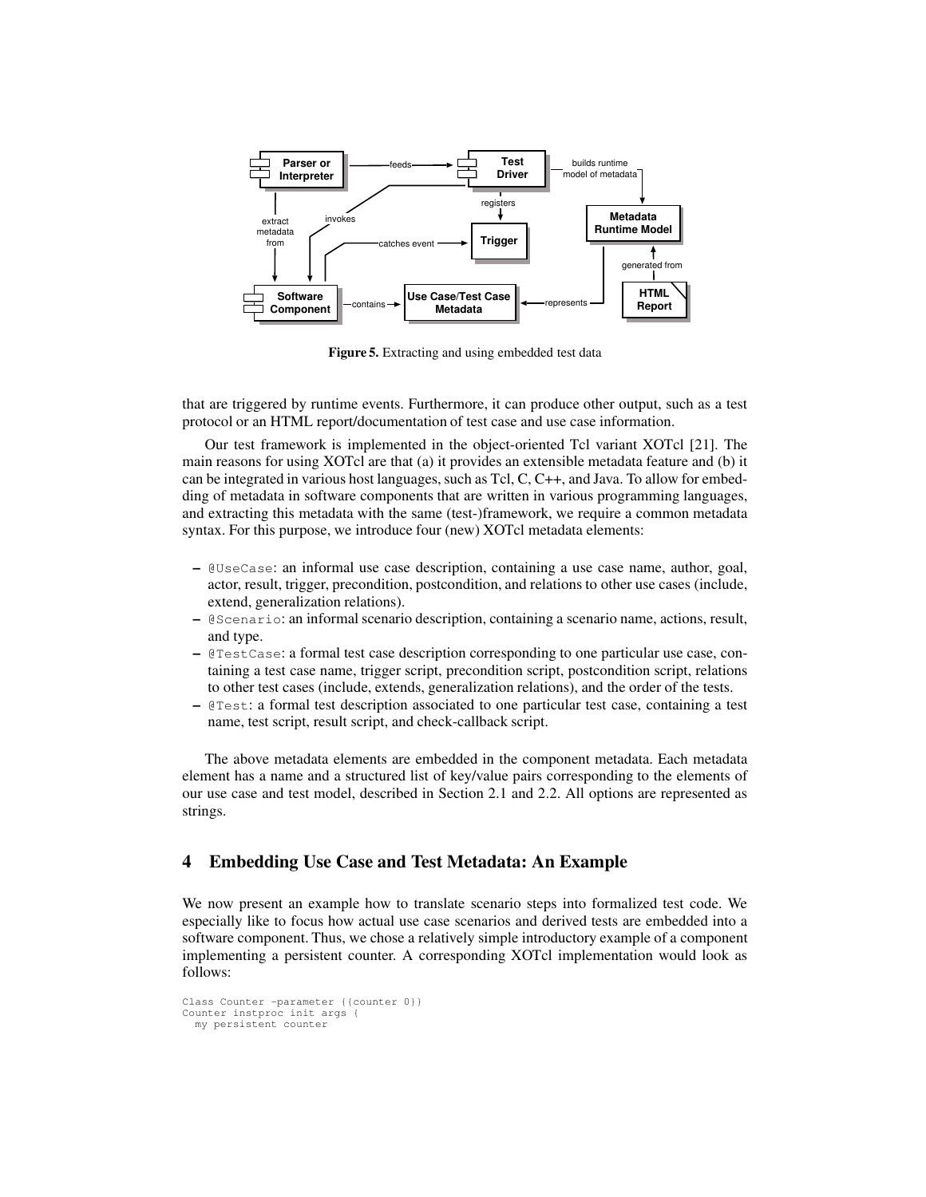Figure 5. Extracting and using embedded test data

that are triggered by runtime events. Furthermore, it can produce other output, such as a test protocol or an HTML report/documentation of test case and use case information.

Our test framework is implemented in the object-oriented Tcl variant XOTcl [21]. The main reasons for using XOTcl are that (a) it provides an extensible metadata feature and (b) it can be integrated in various host languages, such as Tcl, C, C++, and Java. To allow for embedding of metadata in software components that are written in various programming languages, and extracting this metadata with the same (test-)framework, we require a common metadata syntax. For this purpose, we introduce four (new) XOTcl metadata elements:

- `@UseCase`: an informal use case description, containing a use case name, author, goal, actor, result, trigger, precondition, postcondition, and relations to other use cases (include, extend, generalization relations).
- `@Scenario`: an informal scenario description, containing a scenario name, actions, result, and type.
- `@TestCase`: a formal test case description corresponding to one particular use case, containing a test case name, trigger script, precondition script, postcondition script, relations to other test cases (include, extends, generalization relations), and the order of the tests.
- `@Test`: a formal test description associated to one particular test case, containing a test name, test script, result script, and check-callback script.

The above metadata elements are embedded in the component metadata. Each metadata element has a name and a structured list of key/value pairs corresponding to the elements of our use case and test model, described in Section 2.1 and 2.2. All options are represented as strings.

## 4 Embedding Use Case and Test Metadata: An Example

We now present an example how to translate scenario steps into formalized test code. We especially like to focus how actual use case scenarios and derived tests are embedded into a software component. Thus, we chose a relatively simple introductory example of a component implementing a persistent counter. A corresponding XOTcl implementation would look as follows:

```
Class Counter -parameter {{counter 0}}
Counter instproc init args {
  my persistent counter
```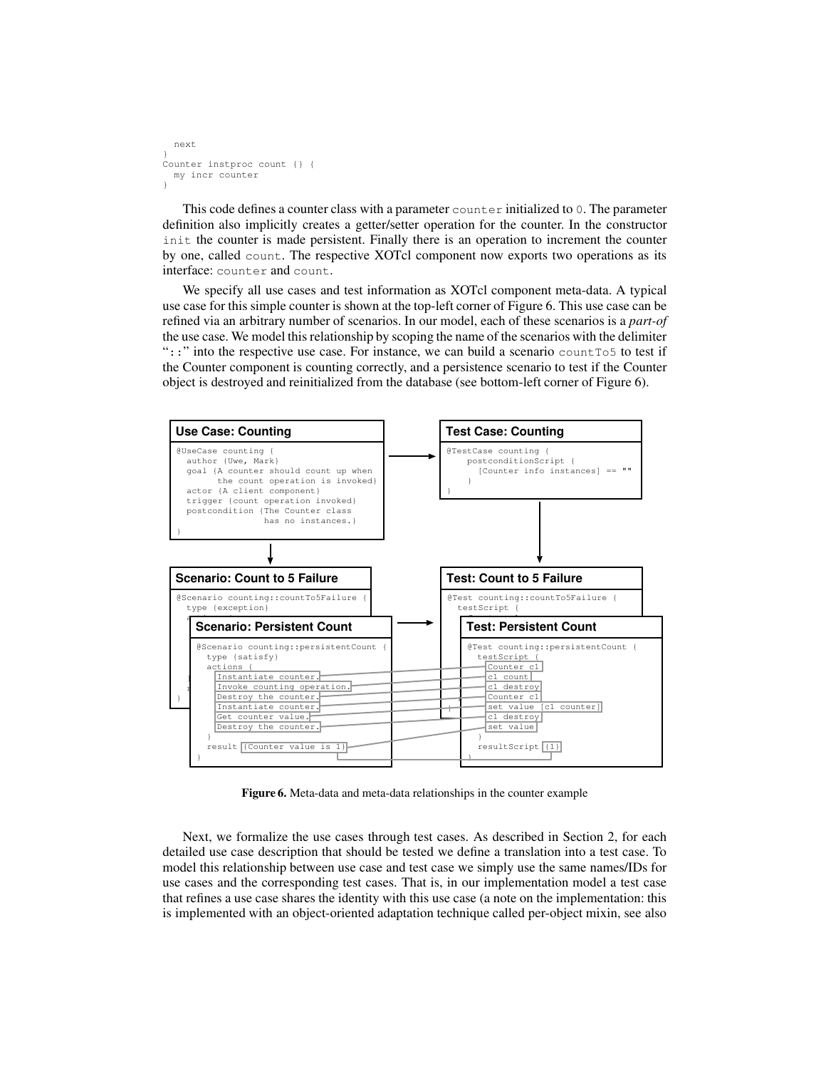```
  next
}
Counter instproc count {} {
  my incr counter
}
```

This code defines a counter class with a parameter `counter` initialized to `0`. The parameter definition also implicitly creates a getter/setter operation for the counter. In the constructor `init` the counter is made persistent. Finally there is an operation to increment the counter by one, called `count`. The respective XOTcl component now exports two operations as its interface: `counter` and `count`.

We specify all use cases and test information as XOTcl component meta-data. A typical use case for this simple counter is shown at the top-left corner of Figure 6. This use case can be refined via an arbitrary number of scenarios. In our model, each of these scenarios is a *part-of* the use case. We model this relationship by scoping the name of the scenarios with the delimiter "`::`" into the respective use case. For instance, we can build a scenario `countTo5` to test if the Counter component is counting correctly, and a persistence scenario to test if the Counter object is destroyed and reinitialized from the database (see bottom-left corner of Figure 6).

**Use Case: Counting**

```
@UseCase counting {
  author {Uwe, Mark}
  goal {A counter should count up when
        the count operation is invoked}
  actor {A client component}
  trigger {count operation invoked}
  postcondition {The Counter class
                 has no instances.}
}
```

**Test Case: Counting**

```
@TestCase counting {
    postconditionScript {
      [Counter info instances] == ""
    }
}
```

**Scenario: Count to 5 Failure**

```
@Scenario counting::countTo5Failure {
  type {exception}
```

**Test: Count to 5 Failure**

```
@Test counting::countTo5Failure {
  testScript {
```

**Scenario: Persistent Count**

```
@Scenario counting::persistentCount {
  type {satisfy}
  actions {
    Instantiate counter.
    Invoke counting operation.
    Destroy the counter.
    Instantiate counter.
    Get counter value.
    Destroy the counter.
  }
  result {Counter value is 1}
}
```

**Test: Persistent Count**

```
@Test counting::persistentCount {
  testScript {
    Counter c1
    c1 count
    c1 destroy
    Counter c1
    set value [c1 counter]
    c1 destroy
    set value
  }
  resultScript {1}
}
```

**Figure 6.** Meta-data and meta-data relationships in the counter example

Next, we formalize the use cases through test cases. As described in Section 2, for each detailed use case description that should be tested we define a translation into a test case. To model this relationship between use case and test case we simply use the same names/IDs for use cases and the corresponding test cases. That is, in our implementation model a test case that refines a use case shares the identity with this use case (a note on the implementation: this is implemented with an object-oriented adaptation technique called per-object mixin, see also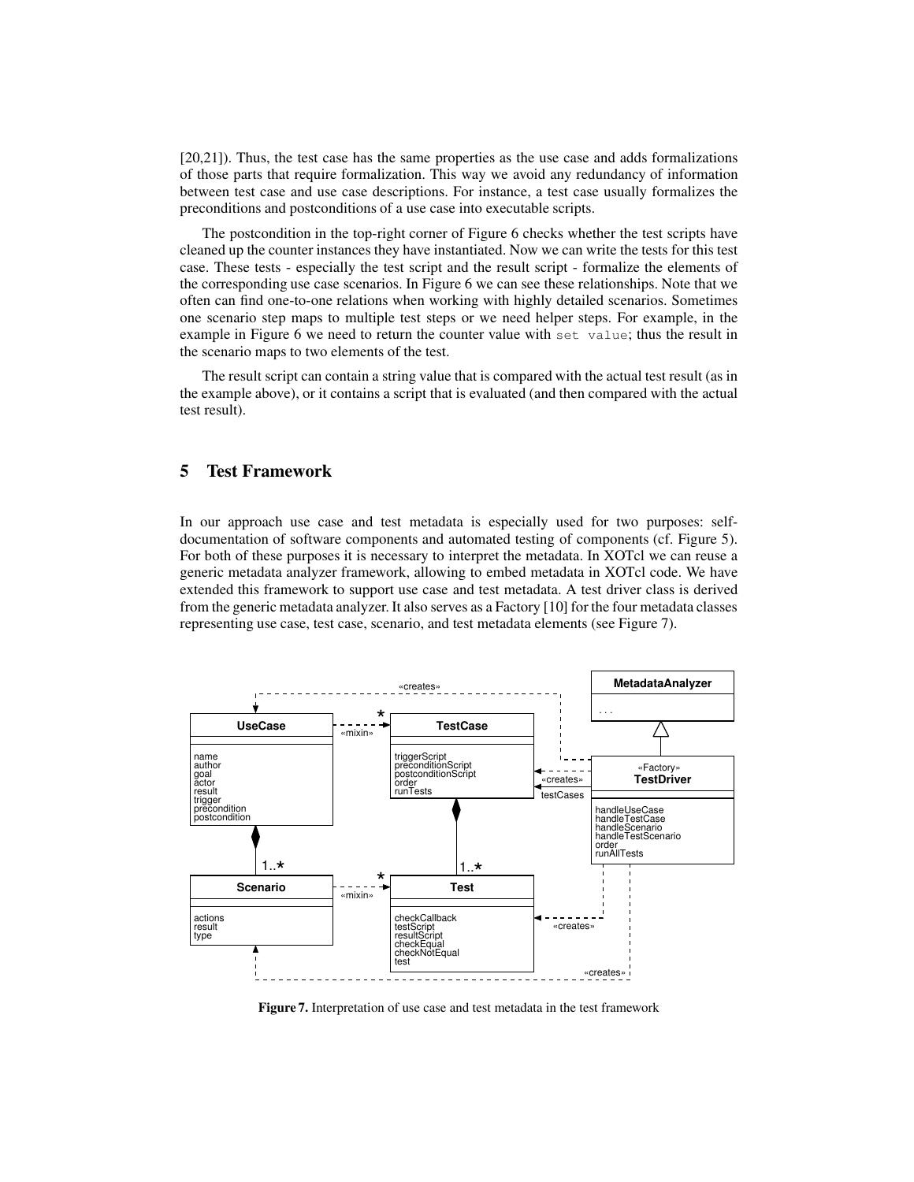[20,21]). Thus, the test case has the same properties as the use case and adds formalizations of those parts that require formalization. This way we avoid any redundancy of information between test case and use case descriptions. For instance, a test case usually formalizes the preconditions and postconditions of a use case into executable scripts.

The postcondition in the top-right corner of Figure 6 checks whether the test scripts have cleaned up the counter instances they have instantiated. Now we can write the tests for this test case. These tests - especially the test script and the result script - formalize the elements of the corresponding use case scenarios. In Figure 6 we can see these relationships. Note that we often can find one-to-one relations when working with highly detailed scenarios. Sometimes one scenario step maps to multiple test steps or we need helper steps. For example, in the example in Figure 6 we need to return the counter value with `set value`; thus the result in the scenario maps to two elements of the test.

The result script can contain a string value that is compared with the actual test result (as in the example above), or it contains a script that is evaluated (and then compared with the actual test result).

## 5 Test Framework

In our approach use case and test metadata is especially used for two purposes: self-documentation of software components and automated testing of components (cf. Figure 5). For both of these purposes it is necessary to interpret the metadata. In XOTcl we can reuse a generic metadata analyzer framework, allowing to embed metadata in XOTcl code. We have extended this framework to support use case and test metadata. A test driver class is derived from the generic metadata analyzer. It also serves as a Factory [10] for the four metadata classes representing use case, test case, scenario, and test metadata elements (see Figure 7).

**Figure 7.** Interpretation of use case and test metadata in the test framework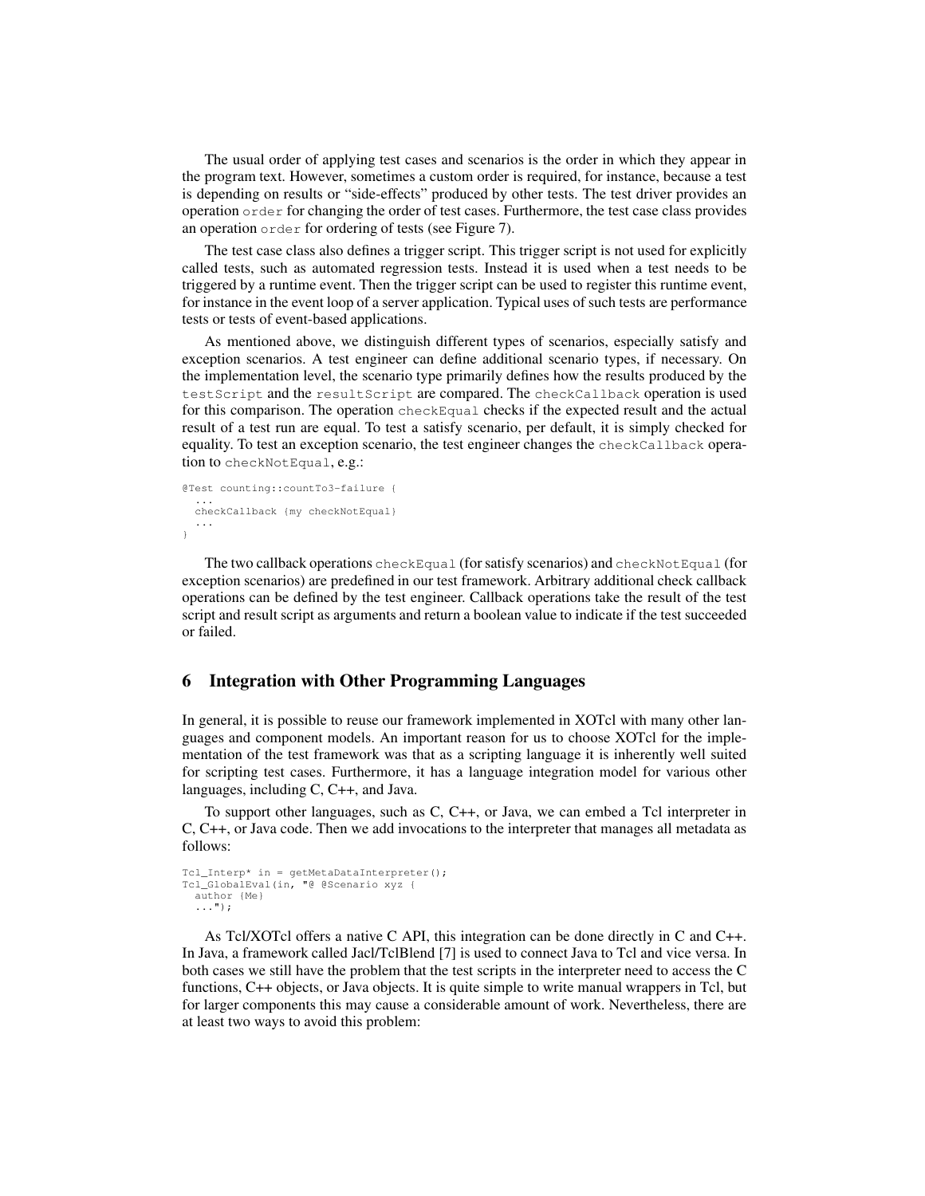The usual order of applying test cases and scenarios is the order in which they appear in the program text. However, sometimes a custom order is required, for instance, because a test is depending on results or "side-effects" produced by other tests. The test driver provides an operation `order` for changing the order of test cases. Furthermore, the test case class provides an operation `order` for ordering of tests (see Figure 7).

The test case class also defines a trigger script. This trigger script is not used for explicitly called tests, such as automated regression tests. Instead it is used when a test needs to be triggered by a runtime event. Then the trigger script can be used to register this runtime event, for instance in the event loop of a server application. Typical uses of such tests are performance tests or tests of event-based applications.

As mentioned above, we distinguish different types of scenarios, especially satisfy and exception scenarios. A test engineer can define additional scenario types, if necessary. On the implementation level, the scenario type primarily defines how the results produced by the `testScript` and the `resultScript` are compared. The `checkCallback` operation is used for this comparison. The operation `checkEqual` checks if the expected result and the actual result of a test run are equal. To test a satisfy scenario, per default, it is simply checked for equality. To test an exception scenario, the test engineer changes the `checkCallback` operation to `checkNotEqual`, e.g.:

```
@Test counting::countTo3-failure {
  ...
  checkCallback {my checkNotEqual}
  ...
}
```

The two callback operations `checkEqual` (for satisfy scenarios) and `checkNotEqual` (for exception scenarios) are predefined in our test framework. Arbitrary additional check callback operations can be defined by the test engineer. Callback operations take the result of the test script and result script as arguments and return a boolean value to indicate if the test succeeded or failed.

## 6 Integration with Other Programming Languages

In general, it is possible to reuse our framework implemented in XOTcl with many other languages and component models. An important reason for us to choose XOTcl for the implementation of the test framework was that as a scripting language it is inherently well suited for scripting test cases. Furthermore, it has a language integration model for various other languages, including C, C++, and Java.

To support other languages, such as C, C++, or Java, we can embed a Tcl interpreter in C, C++, or Java code. Then we add invocations to the interpreter that manages all metadata as follows:

```
Tcl_Interp* in = getMetaDataInterpreter();
Tcl_GlobalEval(in, "@ @Scenario xyz {
  author {Me}
  ...");
```

As Tcl/XOTcl offers a native C API, this integration can be done directly in C and C++. In Java, a framework called Jacl/TclBlend [7] is used to connect Java to Tcl and vice versa. In both cases we still have the problem that the test scripts in the interpreter need to access the C functions, C++ objects, or Java objects. It is quite simple to write manual wrappers in Tcl, but for larger components this may cause a considerable amount of work. Nevertheless, there are at least two ways to avoid this problem: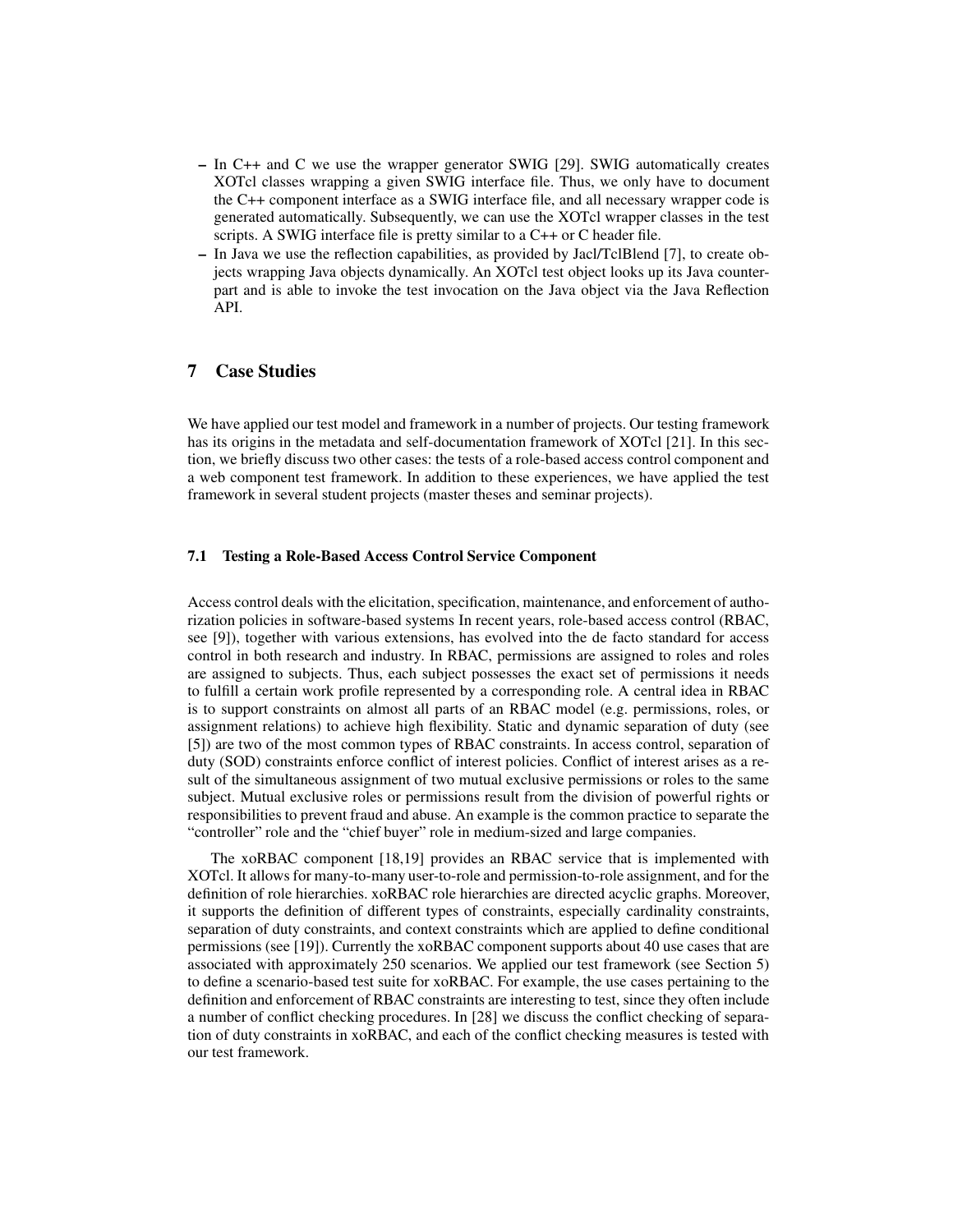- In C++ and C we use the wrapper generator SWIG [29]. SWIG automatically creates XOTcl classes wrapping a given SWIG interface file. Thus, we only have to document the C++ component interface as a SWIG interface file, and all necessary wrapper code is generated automatically. Subsequently, we can use the XOTcl wrapper classes in the test scripts. A SWIG interface file is pretty similar to a C++ or C header file.
- In Java we use the reflection capabilities, as provided by Jacl/TclBlend [7], to create objects wrapping Java objects dynamically. An XOTcl test object looks up its Java counterpart and is able to invoke the test invocation on the Java object via the Java Reflection API.

## 7 Case Studies

We have applied our test model and framework in a number of projects. Our testing framework has its origins in the metadata and self-documentation framework of XOTcl [21]. In this section, we briefly discuss two other cases: the tests of a role-based access control component and a web component test framework. In addition to these experiences, we have applied the test framework in several student projects (master theses and seminar projects).

### 7.1 Testing a Role-Based Access Control Service Component

Access control deals with the elicitation, specification, maintenance, and enforcement of authorization policies in software-based systems In recent years, role-based access control (RBAC, see [9]), together with various extensions, has evolved into the de facto standard for access control in both research and industry. In RBAC, permissions are assigned to roles and roles are assigned to subjects. Thus, each subject possesses the exact set of permissions it needs to fulfill a certain work profile represented by a corresponding role. A central idea in RBAC is to support constraints on almost all parts of an RBAC model (e.g. permissions, roles, or assignment relations) to achieve high flexibility. Static and dynamic separation of duty (see [5]) are two of the most common types of RBAC constraints. In access control, separation of duty (SOD) constraints enforce conflict of interest policies. Conflict of interest arises as a result of the simultaneous assignment of two mutual exclusive permissions or roles to the same subject. Mutual exclusive roles or permissions result from the division of powerful rights or responsibilities to prevent fraud and abuse. An example is the common practice to separate the "controller" role and the "chief buyer" role in medium-sized and large companies.

The xoRBAC component [18,19] provides an RBAC service that is implemented with XOTcl. It allows for many-to-many user-to-role and permission-to-role assignment, and for the definition of role hierarchies. xoRBAC role hierarchies are directed acyclic graphs. Moreover, it supports the definition of different types of constraints, especially cardinality constraints, separation of duty constraints, and context constraints which are applied to define conditional permissions (see [19]). Currently the xoRBAC component supports about 40 use cases that are associated with approximately 250 scenarios. We applied our test framework (see Section 5) to define a scenario-based test suite for xoRBAC. For example, the use cases pertaining to the definition and enforcement of RBAC constraints are interesting to test, since they often include a number of conflict checking procedures. In [28] we discuss the conflict checking of separation of duty constraints in xoRBAC, and each of the conflict checking measures is tested with our test framework.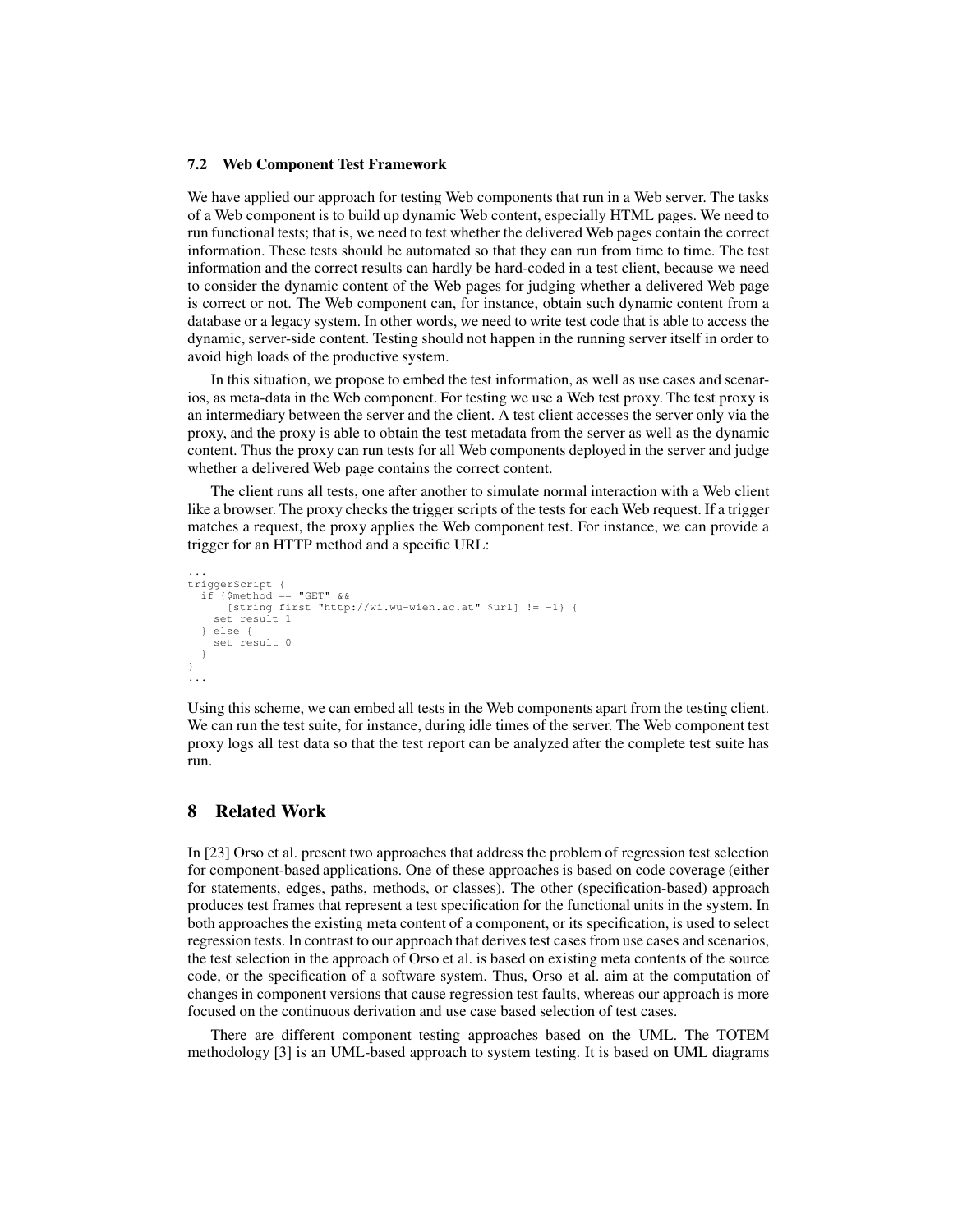### 7.2 Web Component Test Framework

We have applied our approach for testing Web components that run in a Web server. The tasks of a Web component is to build up dynamic Web content, especially HTML pages. We need to run functional tests; that is, we need to test whether the delivered Web pages contain the correct information. These tests should be automated so that they can run from time to time. The test information and the correct results can hardly be hard-coded in a test client, because we need to consider the dynamic content of the Web pages for judging whether a delivered Web page is correct or not. The Web component can, for instance, obtain such dynamic content from a database or a legacy system. In other words, we need to write test code that is able to access the dynamic, server-side content. Testing should not happen in the running server itself in order to avoid high loads of the productive system.

In this situation, we propose to embed the test information, as well as use cases and scenarios, as meta-data in the Web component. For testing we use a Web test proxy. The test proxy is an intermediary between the server and the client. A test client accesses the server only via the proxy, and the proxy is able to obtain the test metadata from the server as well as the dynamic content. Thus the proxy can run tests for all Web components deployed in the server and judge whether a delivered Web page contains the correct content.

The client runs all tests, one after another to simulate normal interaction with a Web client like a browser. The proxy checks the trigger scripts of the tests for each Web request. If a trigger matches a request, the proxy applies the Web component test. For instance, we can provide a trigger for an HTTP method and a specific URL:

```
...
triggerScript {
  if {$method == "GET" &&
      [string first "http://wi.wu-wien.ac.at" $url] != -1} {
    set result 1
  } else {
    set result 0
  }
}
...
```

Using this scheme, we can embed all tests in the Web components apart from the testing client. We can run the test suite, for instance, during idle times of the server. The Web component test proxy logs all test data so that the test report can be analyzed after the complete test suite has run.

## 8 Related Work

In [23] Orso et al. present two approaches that address the problem of regression test selection for component-based applications. One of these approaches is based on code coverage (either for statements, edges, paths, methods, or classes). The other (specification-based) approach produces test frames that represent a test specification for the functional units in the system. In both approaches the existing meta content of a component, or its specification, is used to select regression tests. In contrast to our approach that derives test cases from use cases and scenarios, the test selection in the approach of Orso et al. is based on existing meta contents of the source code, or the specification of a software system. Thus, Orso et al. aim at the computation of changes in component versions that cause regression test faults, whereas our approach is more focused on the continuous derivation and use case based selection of test cases.

There are different component testing approaches based on the UML. The TOTEM methodology [3] is an UML-based approach to system testing. It is based on UML diagrams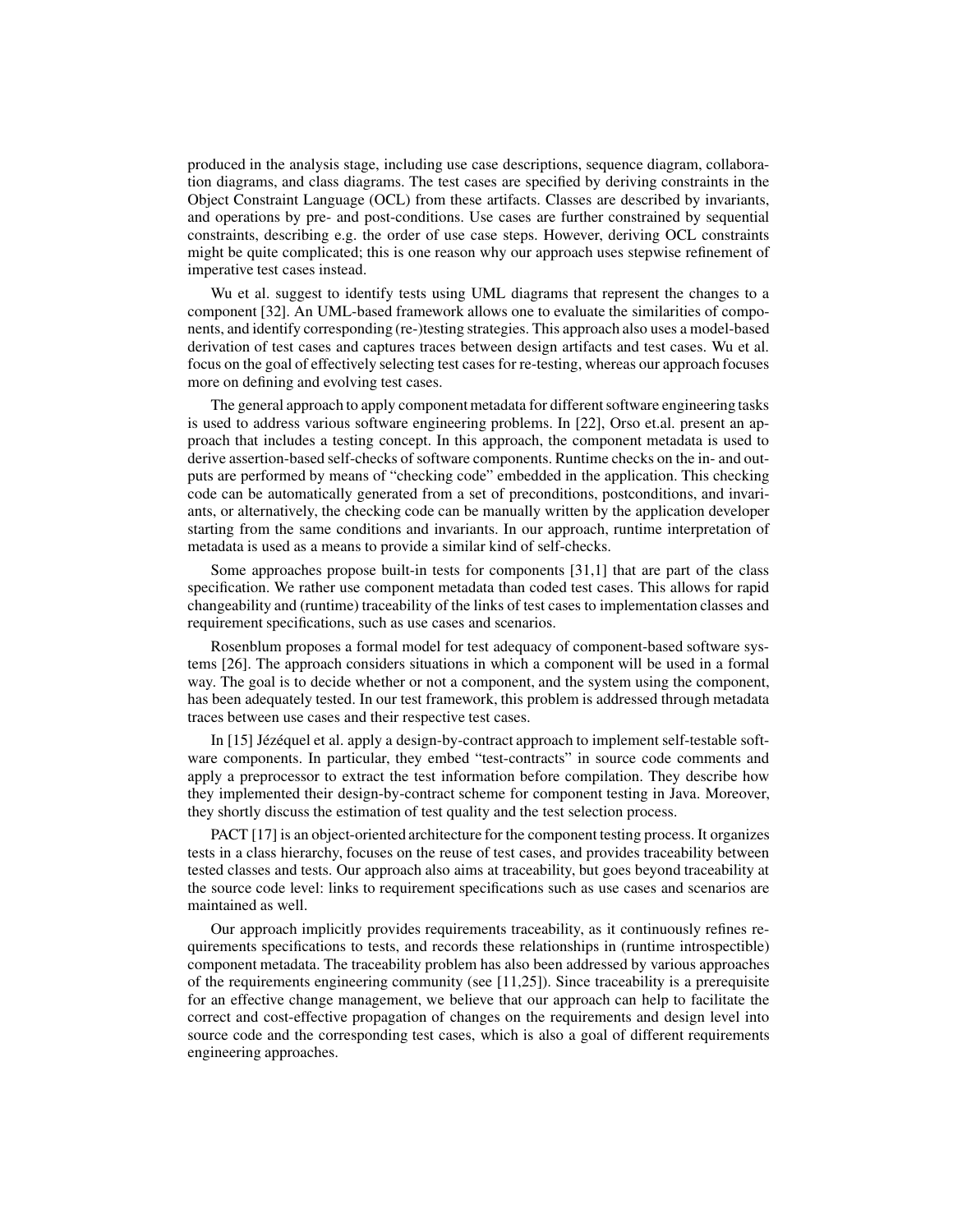produced in the analysis stage, including use case descriptions, sequence diagram, collaboration diagrams, and class diagrams. The test cases are specified by deriving constraints in the Object Constraint Language (OCL) from these artifacts. Classes are described by invariants, and operations by pre- and post-conditions. Use cases are further constrained by sequential constraints, describing e.g. the order of use case steps. However, deriving OCL constraints might be quite complicated; this is one reason why our approach uses stepwise refinement of imperative test cases instead.

Wu et al. suggest to identify tests using UML diagrams that represent the changes to a component [32]. An UML-based framework allows one to evaluate the similarities of components, and identify corresponding (re-)testing strategies. This approach also uses a model-based derivation of test cases and captures traces between design artifacts and test cases. Wu et al. focus on the goal of effectively selecting test cases for re-testing, whereas our approach focuses more on defining and evolving test cases.

The general approach to apply component metadata for different software engineering tasks is used to address various software engineering problems. In [22], Orso et.al. present an approach that includes a testing concept. In this approach, the component metadata is used to derive assertion-based self-checks of software components. Runtime checks on the in- and outputs are performed by means of "checking code" embedded in the application. This checking code can be automatically generated from a set of preconditions, postconditions, and invariants, or alternatively, the checking code can be manually written by the application developer starting from the same conditions and invariants. In our approach, runtime interpretation of metadata is used as a means to provide a similar kind of self-checks.

Some approaches propose built-in tests for components [31,1] that are part of the class specification. We rather use component metadata than coded test cases. This allows for rapid changeability and (runtime) traceability of the links of test cases to implementation classes and requirement specifications, such as use cases and scenarios.

Rosenblum proposes a formal model for test adequacy of component-based software systems [26]. The approach considers situations in which a component will be used in a formal way. The goal is to decide whether or not a component, and the system using the component, has been adequately tested. In our test framework, this problem is addressed through metadata traces between use cases and their respective test cases.

In [15] Jézéquel et al. apply a design-by-contract approach to implement self-testable software components. In particular, they embed "test-contracts" in source code comments and apply a preprocessor to extract the test information before compilation. They describe how they implemented their design-by-contract scheme for component testing in Java. Moreover, they shortly discuss the estimation of test quality and the test selection process.

PACT [17] is an object-oriented architecture for the component testing process. It organizes tests in a class hierarchy, focuses on the reuse of test cases, and provides traceability between tested classes and tests. Our approach also aims at traceability, but goes beyond traceability at the source code level: links to requirement specifications such as use cases and scenarios are maintained as well.

Our approach implicitly provides requirements traceability, as it continuously refines requirements specifications to tests, and records these relationships in (runtime introspectible) component metadata. The traceability problem has also been addressed by various approaches of the requirements engineering community (see [11,25]). Since traceability is a prerequisite for an effective change management, we believe that our approach can help to facilitate the correct and cost-effective propagation of changes on the requirements and design level into source code and the corresponding test cases, which is also a goal of different requirements engineering approaches.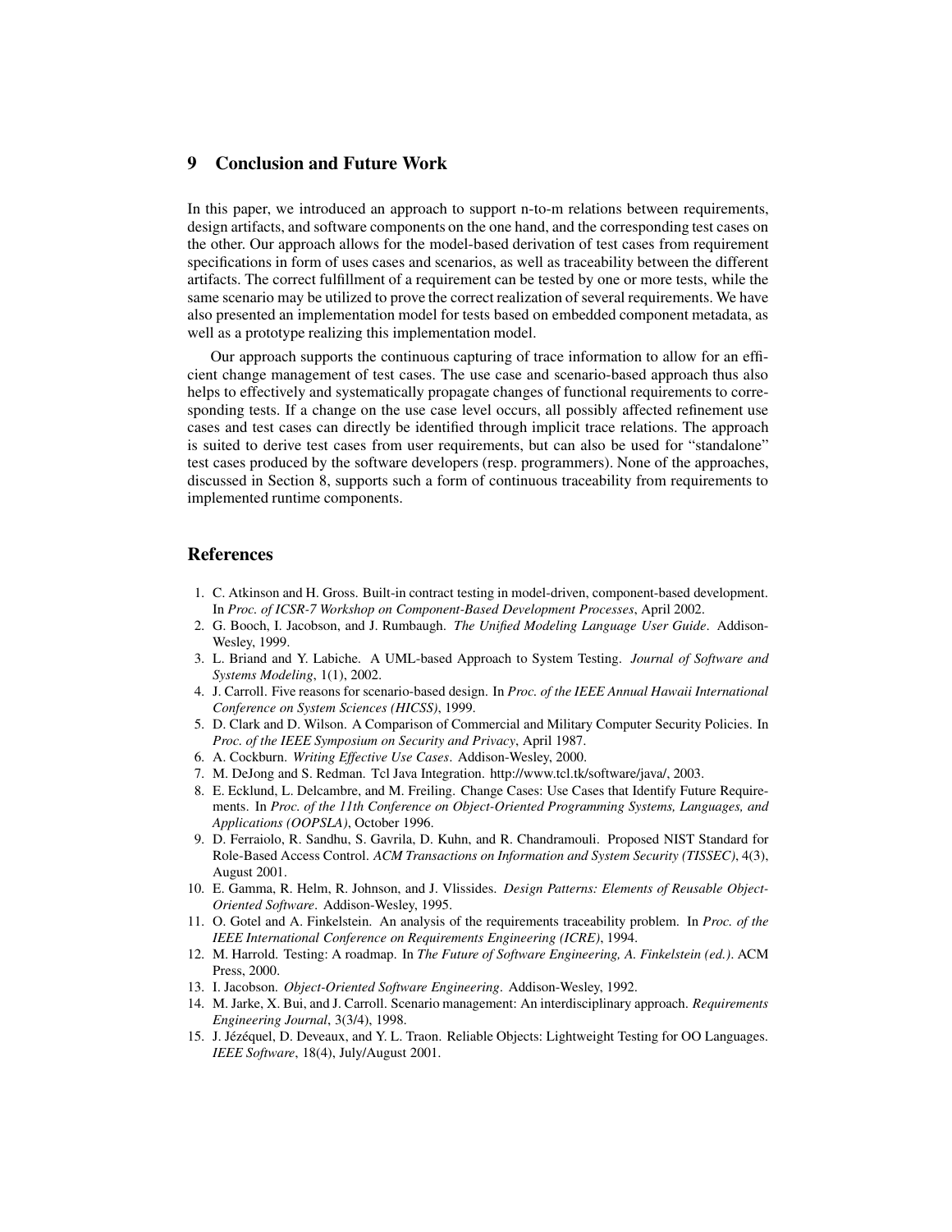## 9 Conclusion and Future Work

In this paper, we introduced an approach to support n-to-m relations between requirements, design artifacts, and software components on the one hand, and the corresponding test cases on the other. Our approach allows for the model-based derivation of test cases from requirement specifications in form of uses cases and scenarios, as well as traceability between the different artifacts. The correct fulfillment of a requirement can be tested by one or more tests, while the same scenario may be utilized to prove the correct realization of several requirements. We have also presented an implementation model for tests based on embedded component metadata, as well as a prototype realizing this implementation model.

Our approach supports the continuous capturing of trace information to allow for an efficient change management of test cases. The use case and scenario-based approach thus also helps to effectively and systematically propagate changes of functional requirements to corresponding tests. If a change on the use case level occurs, all possibly affected refinement use cases and test cases can directly be identified through implicit trace relations. The approach is suited to derive test cases from user requirements, but can also be used for "standalone" test cases produced by the software developers (resp. programmers). None of the approaches, discussed in Section 8, supports such a form of continuous traceability from requirements to implemented runtime components.

## References

1. C. Atkinson and H. Gross. Built-in contract testing in model-driven, component-based development. In *Proc. of ICSR-7 Workshop on Component-Based Development Processes*, April 2002.
2. G. Booch, I. Jacobson, and J. Rumbaugh. *The Unified Modeling Language User Guide*. Addison-Wesley, 1999.
3. L. Briand and Y. Labiche. A UML-based Approach to System Testing. *Journal of Software and Systems Modeling*, 1(1), 2002.
4. J. Carroll. Five reasons for scenario-based design. In *Proc. of the IEEE Annual Hawaii International Conference on System Sciences (HICSS)*, 1999.
5. D. Clark and D. Wilson. A Comparison of Commercial and Military Computer Security Policies. In *Proc. of the IEEE Symposium on Security and Privacy*, April 1987.
6. A. Cockburn. *Writing Effective Use Cases*. Addison-Wesley, 2000.
7. M. DeJong and S. Redman. Tcl Java Integration. http://www.tcl.tk/software/java/, 2003.
8. E. Ecklund, L. Delcambre, and M. Freiling. Change Cases: Use Cases that Identify Future Requirements. In *Proc. of the 11th Conference on Object-Oriented Programming Systems, Languages, and Applications (OOPSLA)*, October 1996.
9. D. Ferraiolo, R. Sandhu, S. Gavrila, D. Kuhn, and R. Chandramouli. Proposed NIST Standard for Role-Based Access Control. *ACM Transactions on Information and System Security (TISSEC)*, 4(3), August 2001.
10. E. Gamma, R. Helm, R. Johnson, and J. Vlissides. *Design Patterns: Elements of Reusable Object-Oriented Software*. Addison-Wesley, 1995.
11. O. Gotel and A. Finkelstein. An analysis of the requirements traceability problem. In *Proc. of the IEEE International Conference on Requirements Engineering (ICRE)*, 1994.
12. M. Harrold. Testing: A roadmap. In *The Future of Software Engineering, A. Finkelstein (ed.)*. ACM Press, 2000.
13. I. Jacobson. *Object-Oriented Software Engineering*. Addison-Wesley, 1992.
14. M. Jarke, X. Bui, and J. Carroll. Scenario management: An interdisciplinary approach. *Requirements Engineering Journal*, 3(3/4), 1998.
15. J. Jézéquel, D. Deveaux, and Y. L. Traon. Reliable Objects: Lightweight Testing for OO Languages. *IEEE Software*, 18(4), July/August 2001.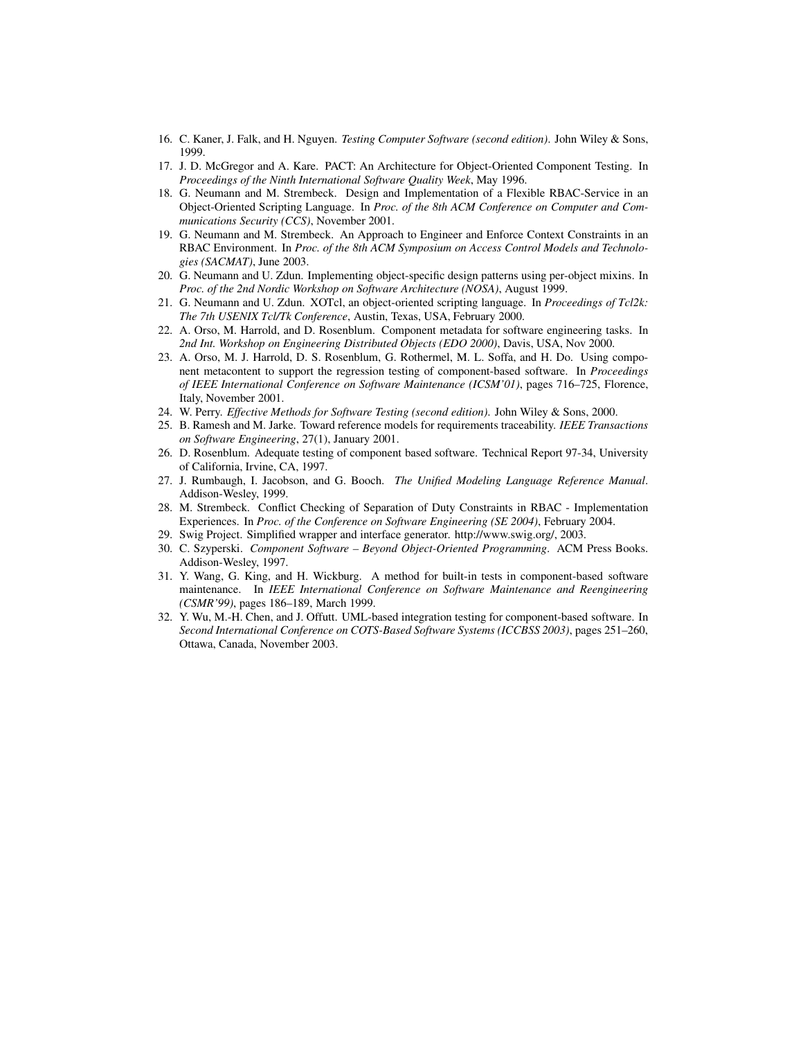16. C. Kaner, J. Falk, and H. Nguyen. *Testing Computer Software (second edition)*. John Wiley & Sons, 1999.
17. J. D. McGregor and A. Kare. PACT: An Architecture for Object-Oriented Component Testing. In *Proceedings of the Ninth International Software Quality Week*, May 1996.
18. G. Neumann and M. Strembeck. Design and Implementation of a Flexible RBAC-Service in an Object-Oriented Scripting Language. In *Proc. of the 8th ACM Conference on Computer and Communications Security (CCS)*, November 2001.
19. G. Neumann and M. Strembeck. An Approach to Engineer and Enforce Context Constraints in an RBAC Environment. In *Proc. of the 8th ACM Symposium on Access Control Models and Technologies (SACMAT)*, June 2003.
20. G. Neumann and U. Zdun. Implementing object-specific design patterns using per-object mixins. In *Proc. of the 2nd Nordic Workshop on Software Architecture (NOSA)*, August 1999.
21. G. Neumann and U. Zdun. XOTcl, an object-oriented scripting language. In *Proceedings of Tcl2k: The 7th USENIX Tcl/Tk Conference*, Austin, Texas, USA, February 2000.
22. A. Orso, M. Harrold, and D. Rosenblum. Component metadata for software engineering tasks. In *2nd Int. Workshop on Engineering Distributed Objects (EDO 2000)*, Davis, USA, Nov 2000.
23. A. Orso, M. J. Harrold, D. S. Rosenblum, G. Rothermel, M. L. Soffa, and H. Do. Using component metacontent to support the regression testing of component-based software. In *Proceedings of IEEE International Conference on Software Maintenance (ICSM'01)*, pages 716–725, Florence, Italy, November 2001.
24. W. Perry. *Effective Methods for Software Testing (second edition)*. John Wiley & Sons, 2000.
25. B. Ramesh and M. Jarke. Toward reference models for requirements traceability. *IEEE Transactions on Software Engineering*, 27(1), January 2001.
26. D. Rosenblum. Adequate testing of component based software. Technical Report 97-34, University of California, Irvine, CA, 1997.
27. J. Rumbaugh, I. Jacobson, and G. Booch. *The Unified Modeling Language Reference Manual*. Addison-Wesley, 1999.
28. M. Strembeck. Conflict Checking of Separation of Duty Constraints in RBAC - Implementation Experiences. In *Proc. of the Conference on Software Engineering (SE 2004)*, February 2004.
29. Swig Project. Simplified wrapper and interface generator. http://www.swig.org/, 2003.
30. C. Szyperski. *Component Software – Beyond Object-Oriented Programming*. ACM Press Books. Addison-Wesley, 1997.
31. Y. Wang, G. King, and H. Wickburg. A method for built-in tests in component-based software maintenance. In *IEEE International Conference on Software Maintenance and Reengineering (CSMR'99)*, pages 186–189, March 1999.
32. Y. Wu, M.-H. Chen, and J. Offutt. UML-based integration testing for component-based software. In *Second International Conference on COTS-Based Software Systems (ICCBSS 2003)*, pages 251–260, Ottawa, Canada, November 2003.